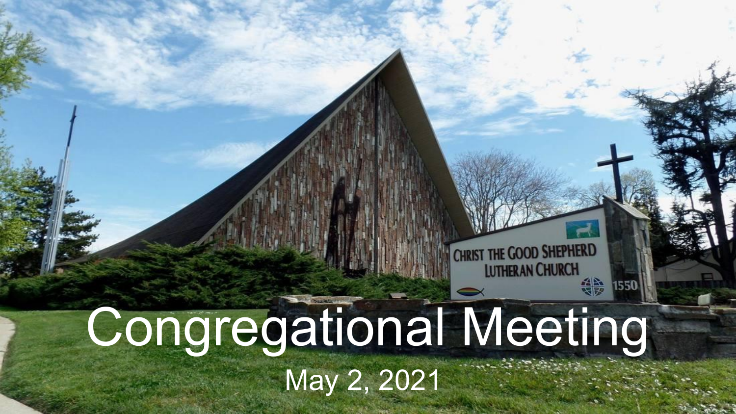# Congregational Meeting

May 2, 2021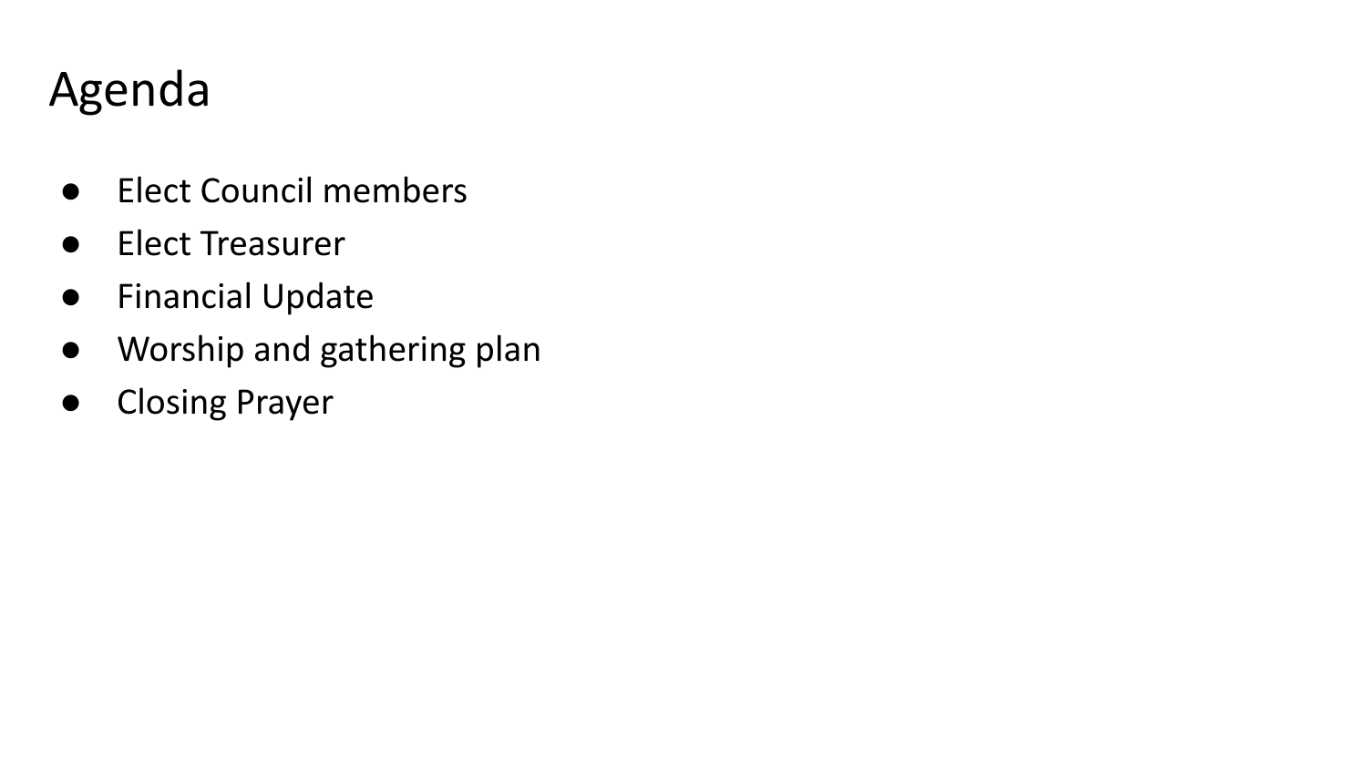# Agenda

- Elect Council members
- Elect Treasurer
- Financial Update
- Worship and gathering plan
- Closing Prayer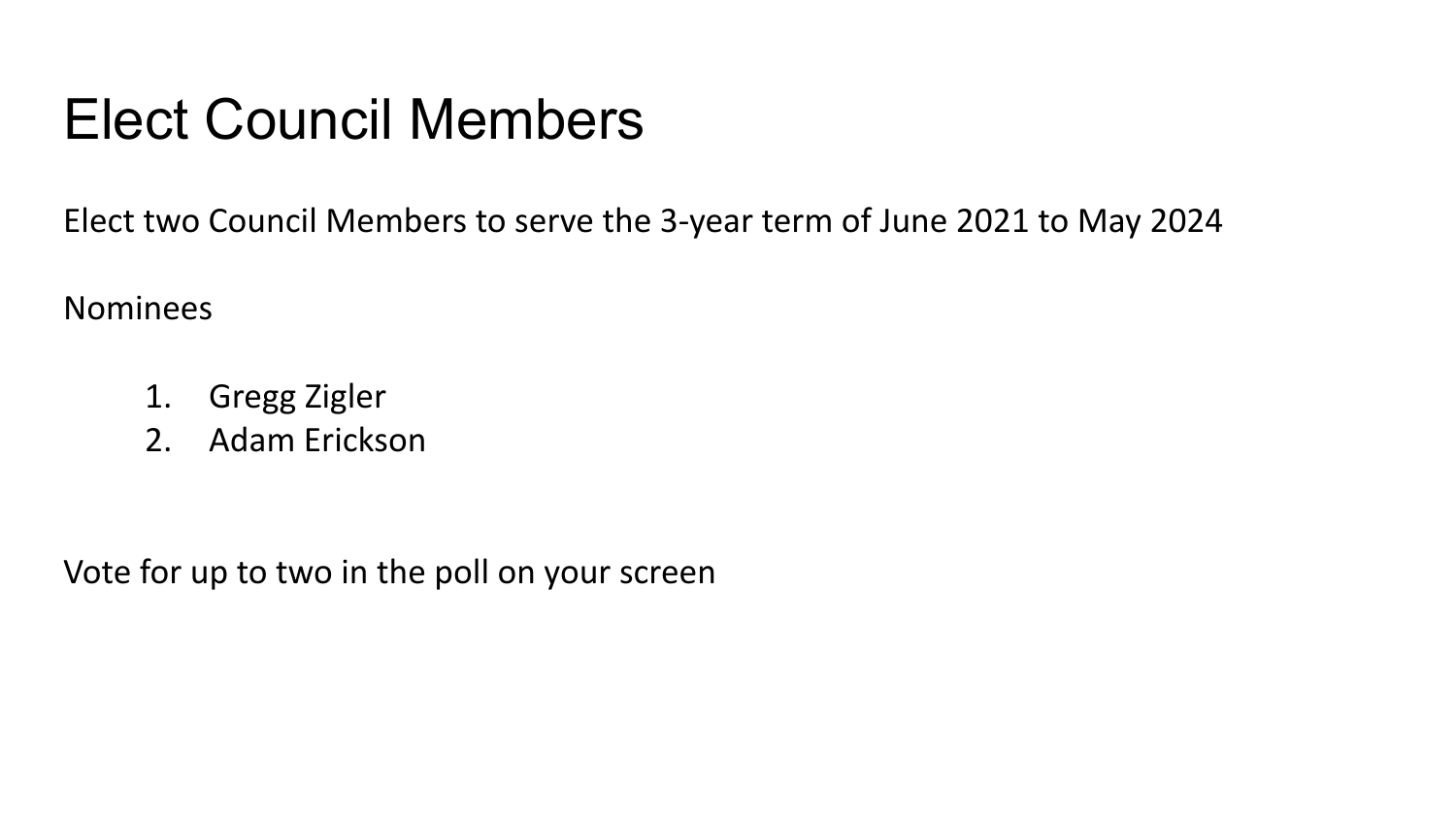# Elect Council Members

Elect two Council Members to serve the 3-year term of June 2021 to May 2024

Nominees

1. Gregg Zigler
2. Adam Erickson

Vote for up to two in the poll on your screen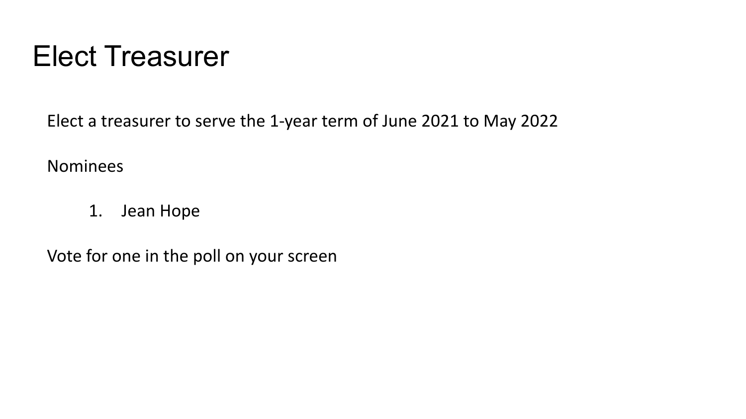# Elect Treasurer

Elect a treasurer to serve the 1-year term of June 2021 to May 2022

Nominees

1. Jean Hope

Vote for one in the poll on your screen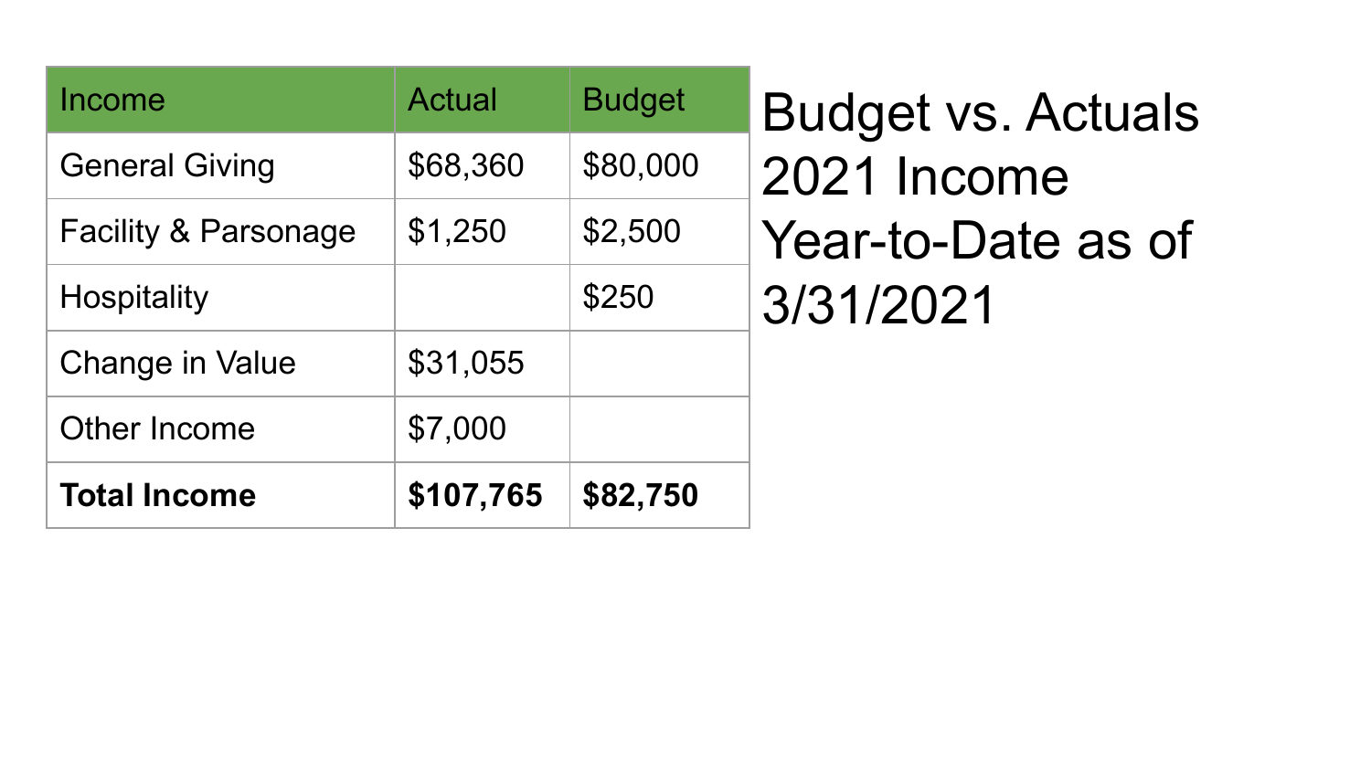# Budget vs. Actuals 2021 Income Year-to-Date as of 3/31/2021

| Income | Actual | Budget |
|---|---|---|
| General Giving | $68,360 | $80,000 |
| Facility & Parsonage | $1,250 | $2,500 |
| Hospitality | | $250 |
| Change in Value | $31,055 | |
| Other Income | $7,000 | |
| **Total Income** | **$107,765** | **$82,750** |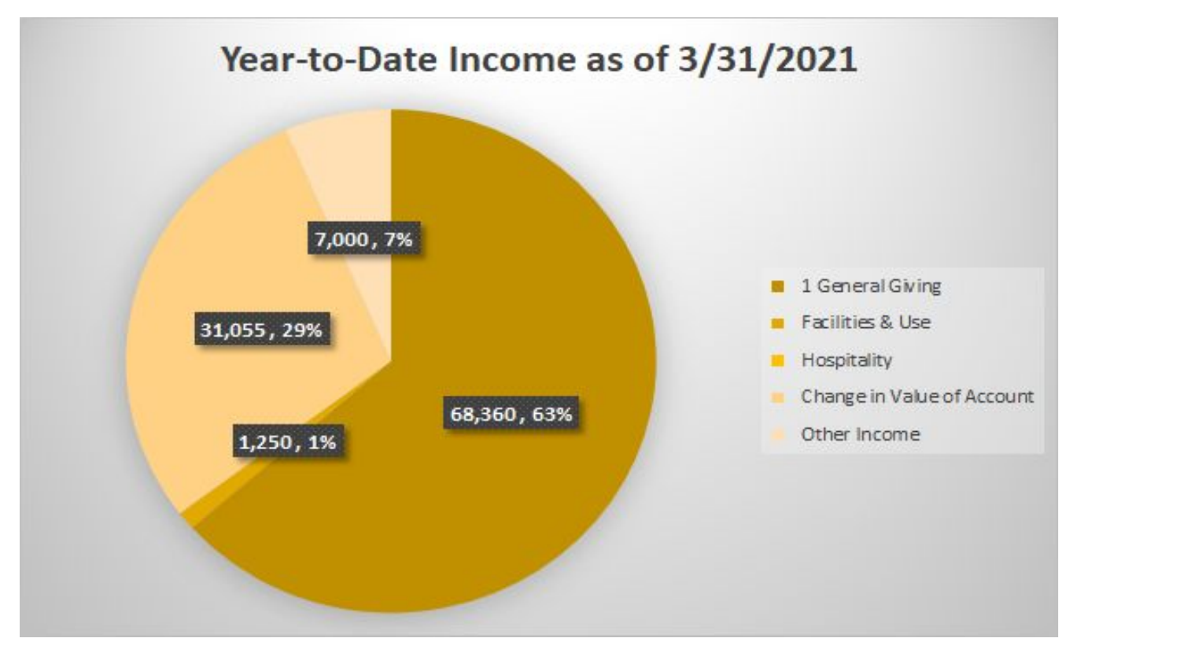# Year-to-Date Income as of 3/31/2021

7,000 , 7%

31,055 , 29%

1,250 , 1%

68,360 , 63%

1 General Giving

Facilities & Use

Hospitality

Change in Value of Account

Other Income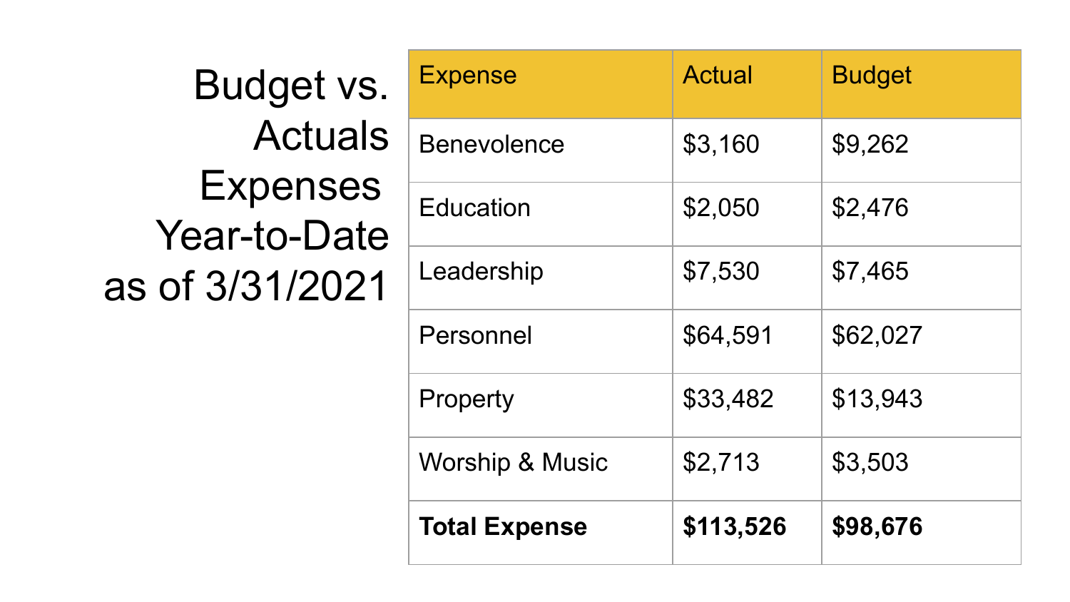# Budget vs. Actuals Expenses Year-to-Date as of 3/31/2021

| Expense | Actual | Budget |
| --- | --- | --- |
| Benevolence | $3,160 | $9,262 |
| Education | $2,050 | $2,476 |
| Leadership | $7,530 | $7,465 |
| Personnel | $64,591 | $62,027 |
| Property | $33,482 | $13,943 |
| Worship & Music | $2,713 | $3,503 |
| **Total Expense** | **$113,526** | **$98,676** |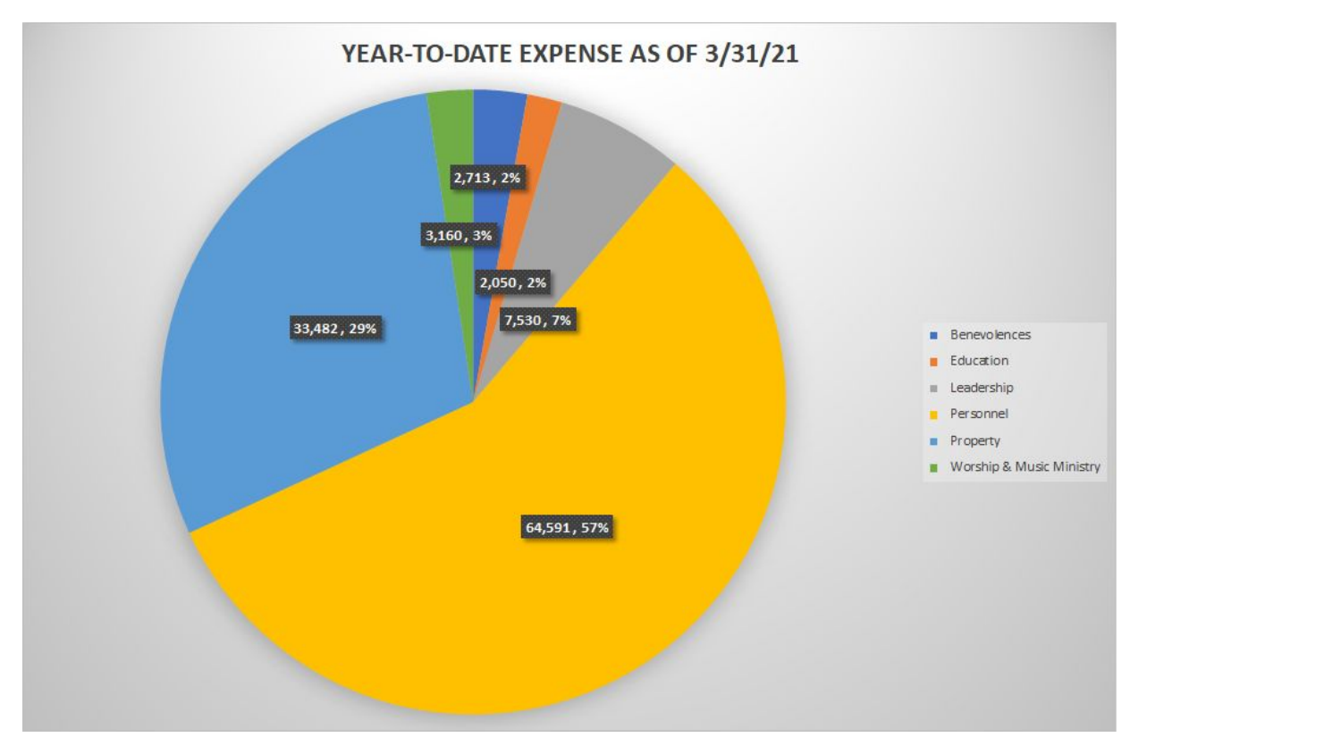# YEAR-TO-DATE EXPENSE AS OF 3/31/21

2,713 , 2%

3,160 , 3%

2,050 , 2%

7,530 , 7%

33,482 , 29%

64,591 , 57%

Benevolences

Education

Leadership

Personnel

Property

Worship & Music Ministry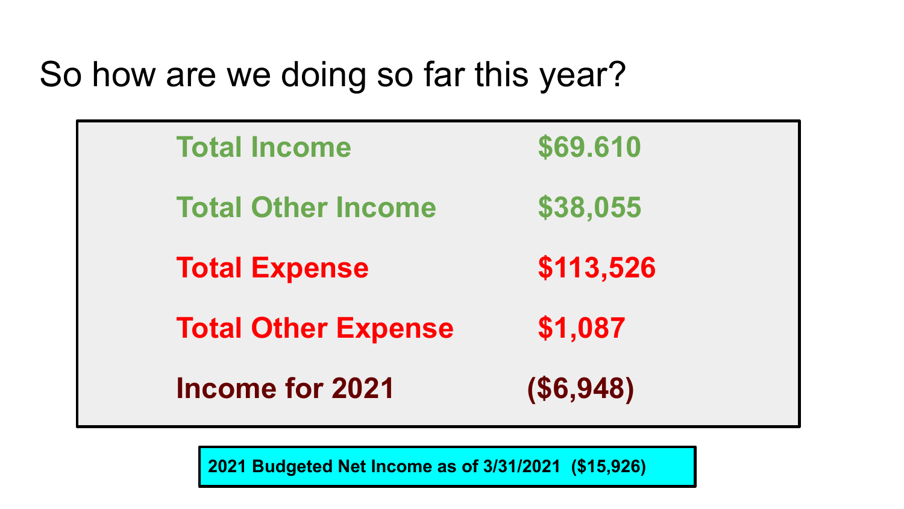# So how are we doing so far this year?

| | |
|---|---|
| **Total Income** | **$69.610** |
| **Total Other Income** | **$38,055** |
| **Total Expense** | **$113,526** |
| **Total Other Expense** | **$1,087** |
| **Income for 2021** | **($6,948)** |

**2021 Budgeted Net Income as of 3/31/2021 ($15,926)**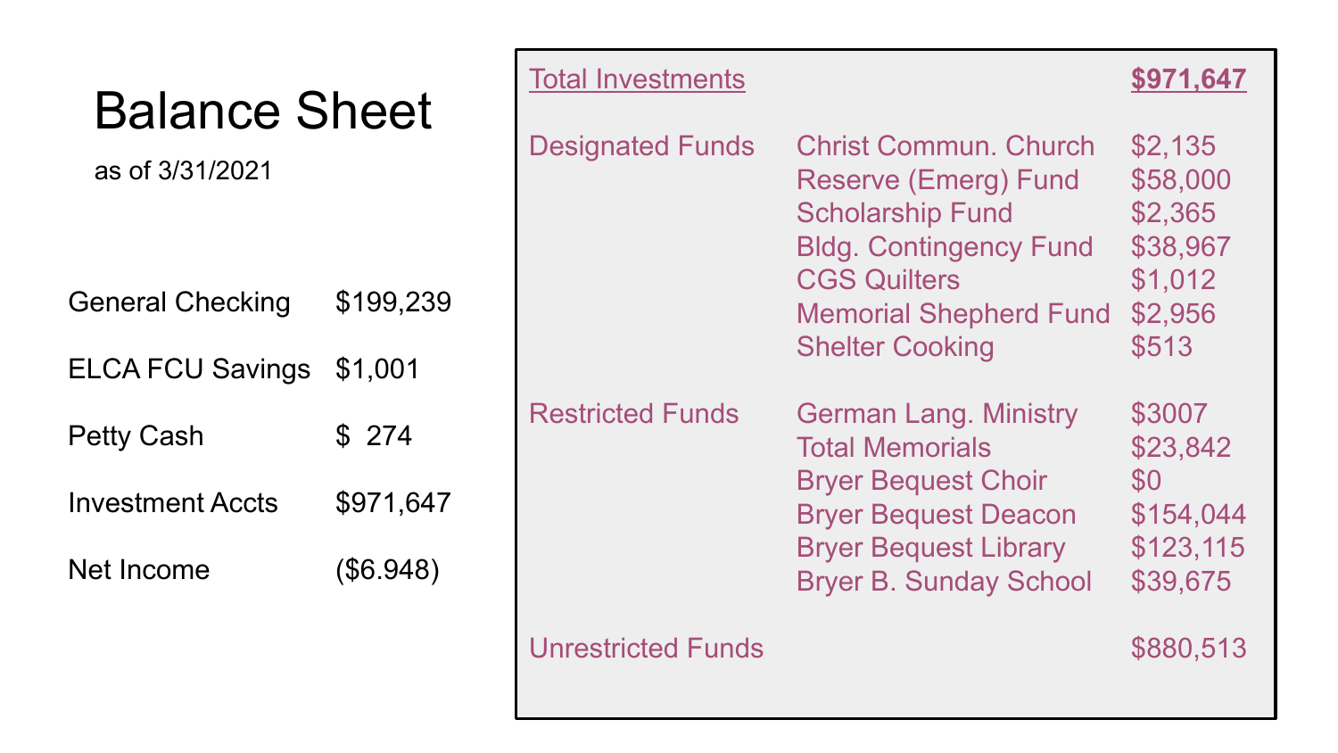# Balance Sheet

as of 3/31/2021

| | |
|---|---|
| General Checking | $199,239 |
| ELCA FCU Savings | $1,001 |
| Petty Cash | $ 274 |
| Investment Accts | $971,647 |
| Net Income | ($6.948) |

| | | |
|---|---|---|
| Total Investments | | **$971,647** |
| Designated Funds | Christ Commun. Church | $2,135 |
| | Reserve (Emerg) Fund | $58,000 |
| | Scholarship Fund | $2,365 |
| | Bldg. Contingency Fund | $38,967 |
| | CGS Quilters | $1,012 |
| | Memorial Shepherd Fund | $2,956 |
| | Shelter Cooking | $513 |
| Restricted Funds | German Lang. Ministry | $3007 |
| | Total Memorials | $23,842 |
| | Bryer Bequest Choir | $0 |
| | Bryer Bequest Deacon | $154,044 |
| | Bryer Bequest Library | $123,115 |
| | Bryer B. Sunday School | $39,675 |
| Unrestricted Funds | | $880,513 |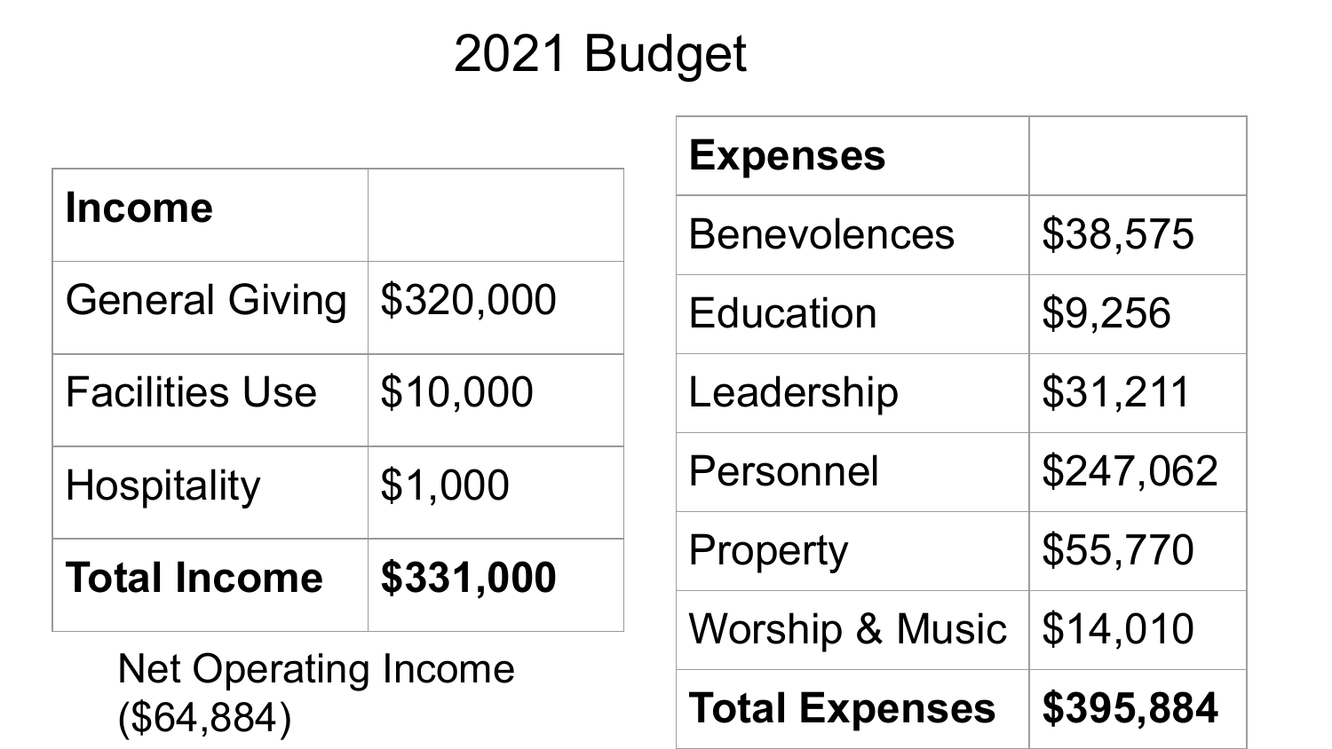# 2021 Budget

| Income | |
|---|---|
| General Giving | $320,000 |
| Facilities Use | $10,000 |
| Hospitality | $1,000 |
| **Total Income** | **$331,000** |

Net Operating Income ($64,884)

| Expenses | |
|---|---|
| Benevolences | $38,575 |
| Education | $9,256 |
| Leadership | $31,211 |
| Personnel | $247,062 |
| Property | $55,770 |
| Worship & Music | $14,010 |
| **Total Expenses** | **$395,884** |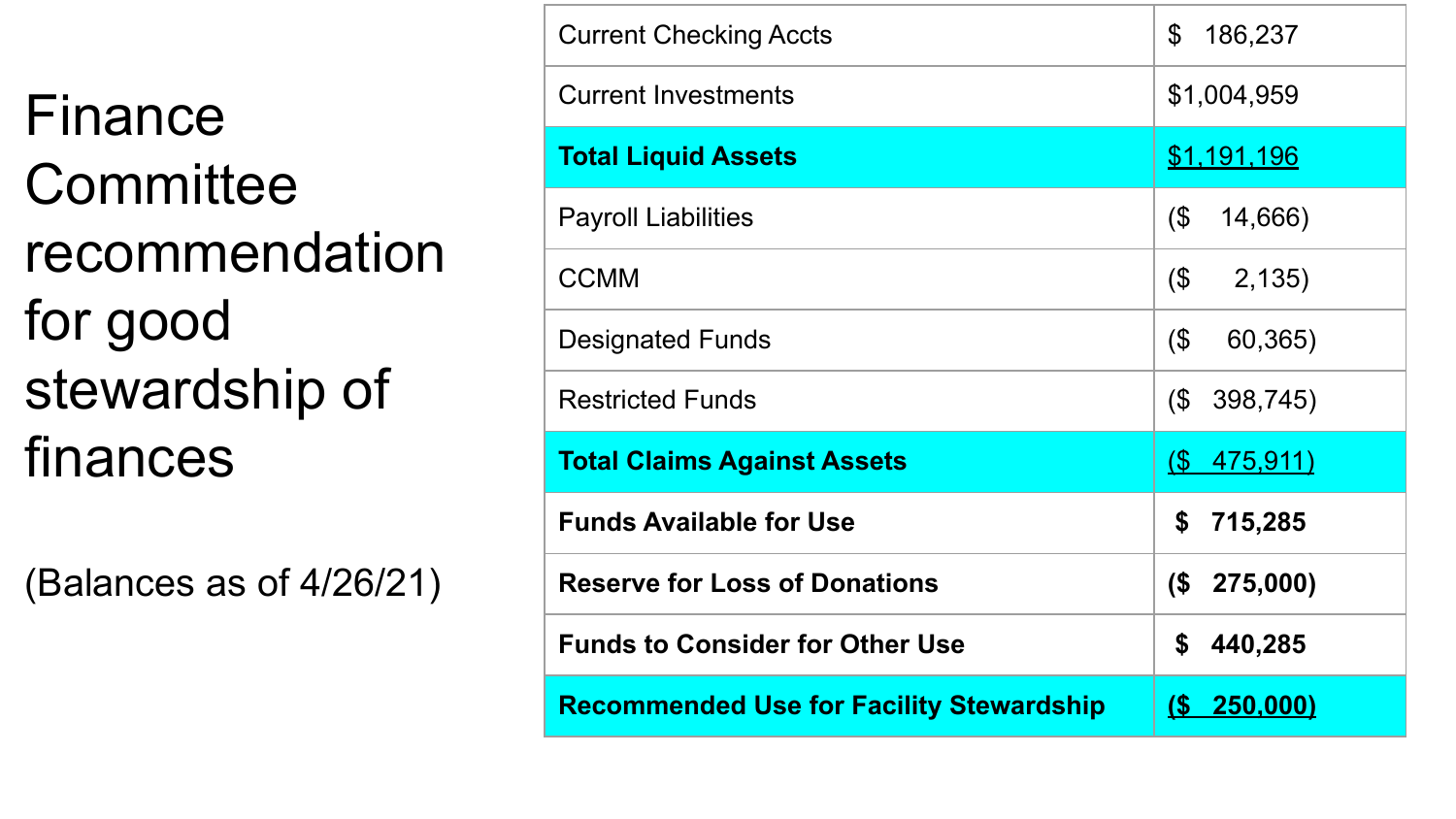# Finance Committee recommendation for good stewardship of finances

(Balances as of 4/26/21)

| | |
|---|---|
| Current Checking Accts | $ 186,237 |
| Current Investments | $1,004,959 |
| **Total Liquid Assets** | $1,191,196 |
| Payroll Liabilities | ($ 14,666) |
| CCMM | ($ 2,135) |
| Designated Funds | ($ 60,365) |
| Restricted Funds | ($ 398,745) |
| **Total Claims Against Assets** | ($ 475,911) |
| **Funds Available for Use** | **$ 715,285** |
| **Reserve for Loss of Donations** | **($ 275,000)** |
| **Funds to Consider for Other Use** | **$ 440,285** |
| **Recommended Use for Facility Stewardship** | **($ 250,000)** |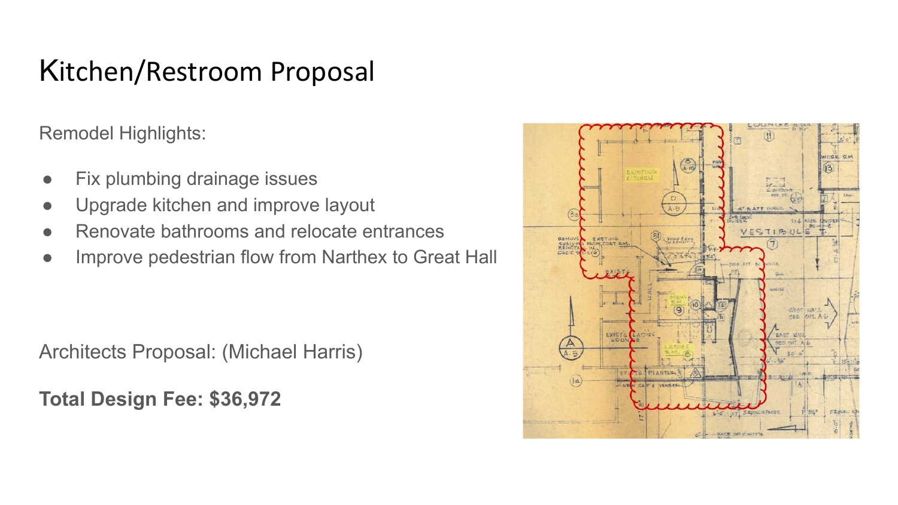# Kitchen/Restroom Proposal

Remodel Highlights:

- Fix plumbing drainage issues
- Upgrade kitchen and improve layout
- Renovate bathrooms and relocate entrances
- Improve pedestrian flow from Narthex to Great Hall

Architects Proposal: (Michael Harris)

**Total Design Fee: $36,972**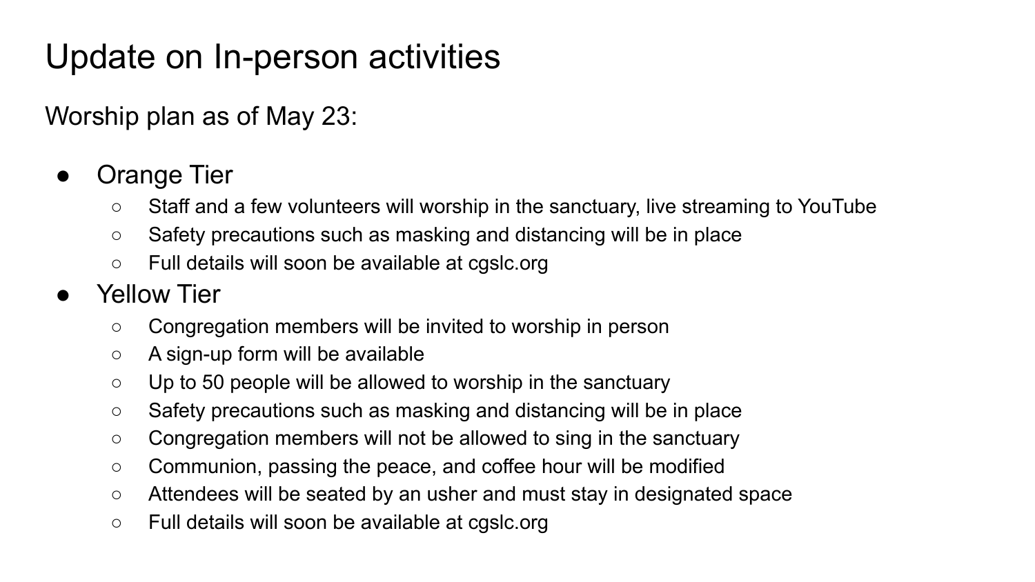# Update on In-person activities

Worship plan as of May 23:

- Orange Tier
  - Staff and a few volunteers will worship in the sanctuary, live streaming to YouTube
  - Safety precautions such as masking and distancing will be in place
  - Full details will soon be available at cgslc.org
- Yellow Tier
  - Congregation members will be invited to worship in person
  - A sign-up form will be available
  - Up to 50 people will be allowed to worship in the sanctuary
  - Safety precautions such as masking and distancing will be in place
  - Congregation members will not be allowed to sing in the sanctuary
  - Communion, passing the peace, and coffee hour will be modified
  - Attendees will be seated by an usher and must stay in designated space
  - Full details will soon be available at cgslc.org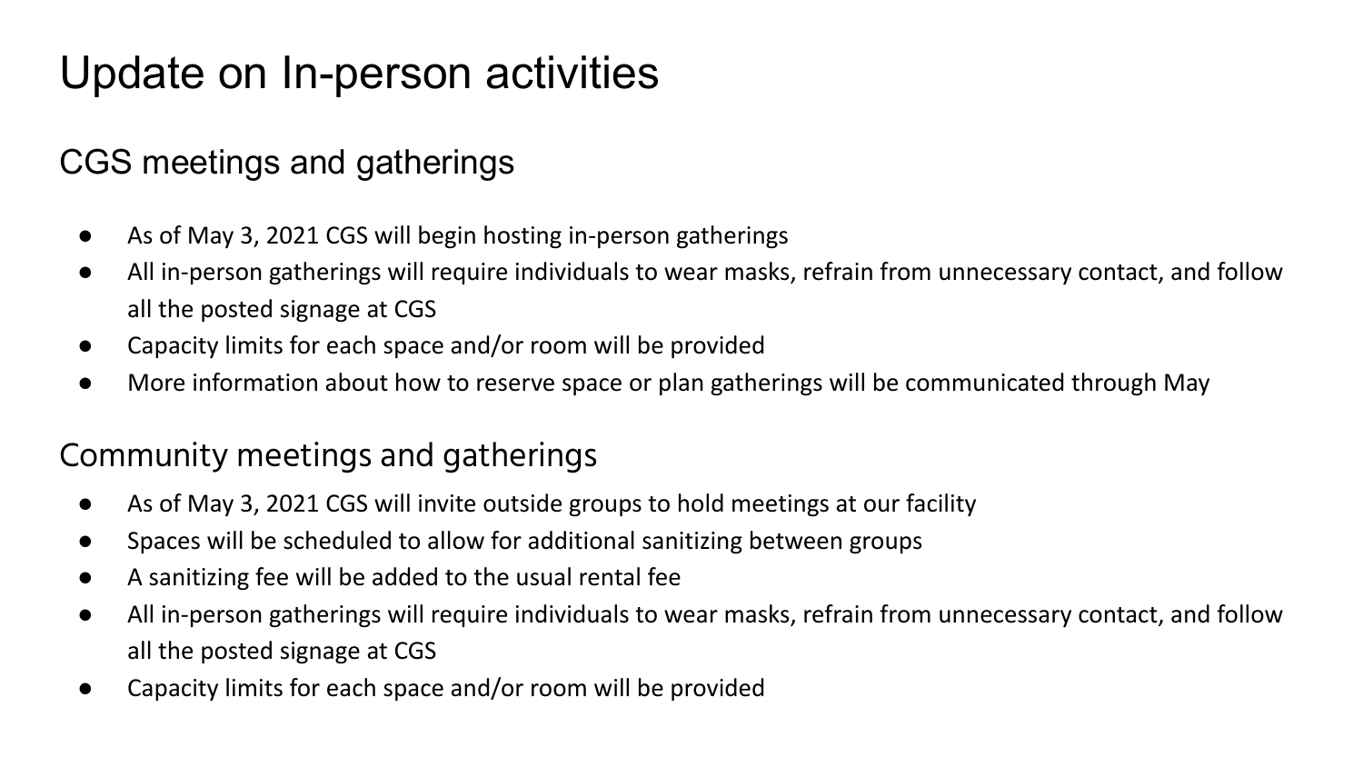# Update on In-person activities

## CGS meetings and gatherings

- As of May 3, 2021 CGS will begin hosting in-person gatherings
- All in-person gatherings will require individuals to wear masks, refrain from unnecessary contact, and follow all the posted signage at CGS
- Capacity limits for each space and/or room will be provided
- More information about how to reserve space or plan gatherings will be communicated through May

## Community meetings and gatherings

- As of May 3, 2021 CGS will invite outside groups to hold meetings at our facility
- Spaces will be scheduled to allow for additional sanitizing between groups
- A sanitizing fee will be added to the usual rental fee
- All in-person gatherings will require individuals to wear masks, refrain from unnecessary contact, and follow all the posted signage at CGS
- Capacity limits for each space and/or room will be provided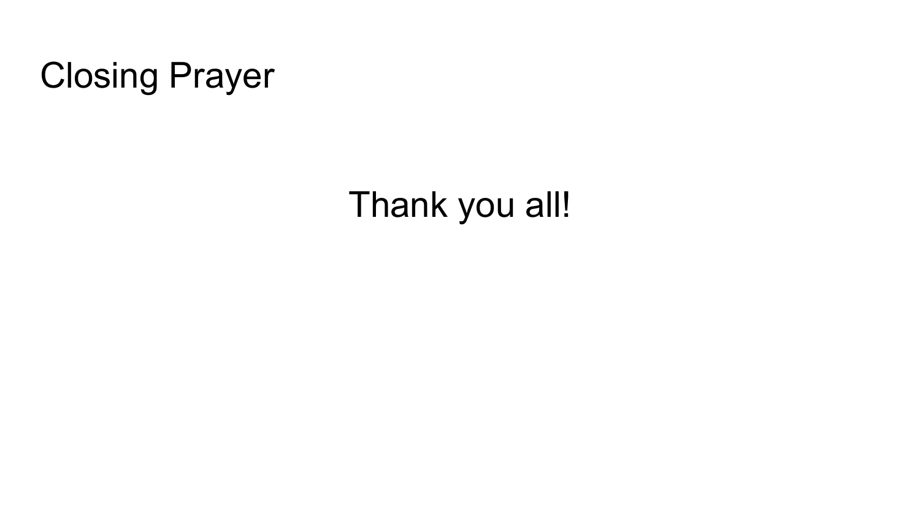# Closing Prayer

Thank you all!